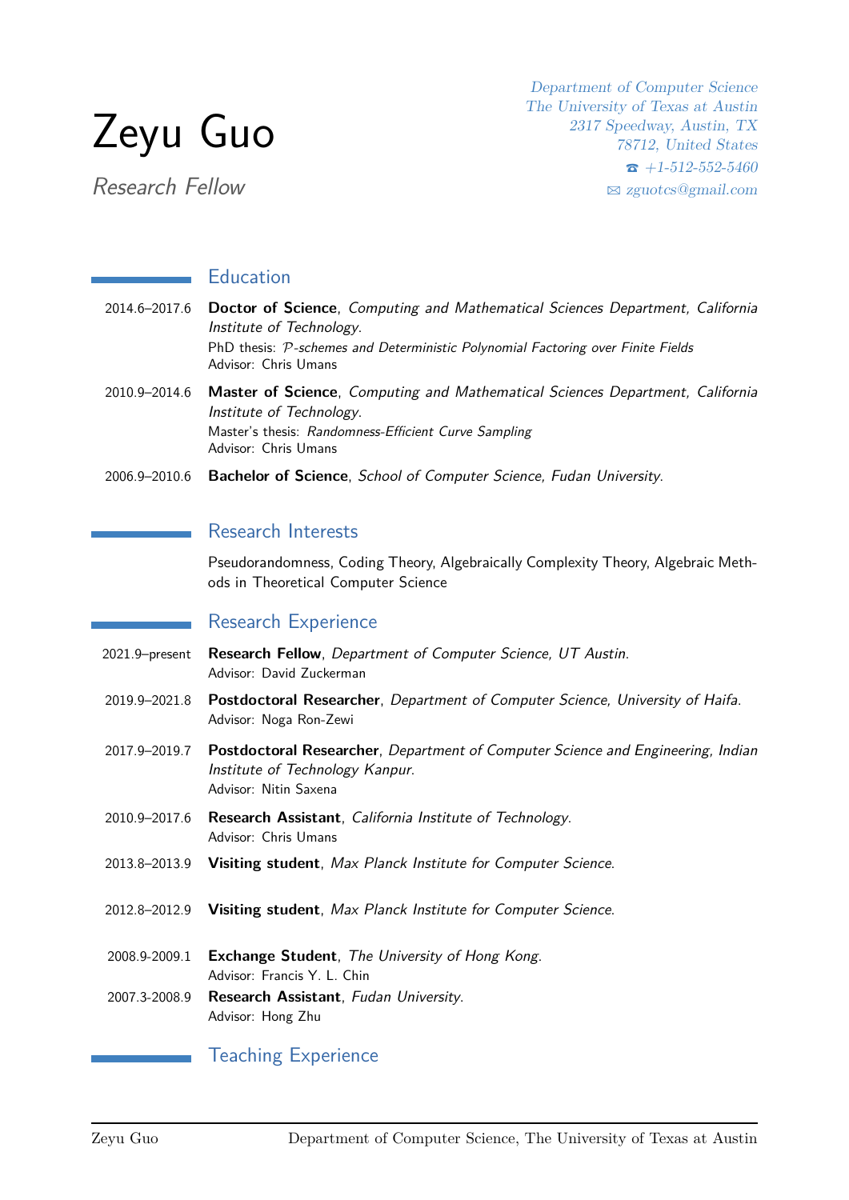# Zeyu Guo

*Research Fellow*

*Department of Computer Science*
*The University of Texas at Austin*
*2317 Speedway, Austin, TX*
*78712, United States*
☎ *+1-512-552-5460*
✉ zguotcs@gmail.com

## Education

2014.6–2017.6 **Doctor of Science**, *Computing and Mathematical Sciences Department, California Institute of Technology*.
PhD thesis: *$\mathcal{P}$-schemes and Deterministic Polynomial Factoring over Finite Fields*
Advisor: Chris Umans

2010.9–2014.6 **Master of Science**, *Computing and Mathematical Sciences Department, California Institute of Technology*.
Master's thesis: *Randomness-Efficient Curve Sampling*
Advisor: Chris Umans

2006.9–2010.6 **Bachelor of Science**, *School of Computer Science, Fudan University*.

## Research Interests

Pseudorandomness, Coding Theory, Algebraically Complexity Theory, Algebraic Methods in Theoretical Computer Science

## Research Experience

2021.9–present **Research Fellow**, *Department of Computer Science, UT Austin*.
Advisor: David Zuckerman

2019.9–2021.8 **Postdoctoral Researcher**, *Department of Computer Science, University of Haifa*.
Advisor: Noga Ron-Zewi

2017.9–2019.7 **Postdoctoral Researcher**, *Department of Computer Science and Engineering, Indian Institute of Technology Kanpur*.
Advisor: Nitin Saxena

2010.9–2017.6 **Research Assistant**, *California Institute of Technology*.
Advisor: Chris Umans

2013.8–2013.9 **Visiting student**, *Max Planck Institute for Computer Science*.

2012.8–2012.9 **Visiting student**, *Max Planck Institute for Computer Science*.

2008.9-2009.1 **Exchange Student**, *The University of Hong Kong*.
Advisor: Francis Y. L. Chin

2007.3-2008.9 **Research Assistant**, *Fudan University*.
Advisor: Hong Zhu

## Teaching Experience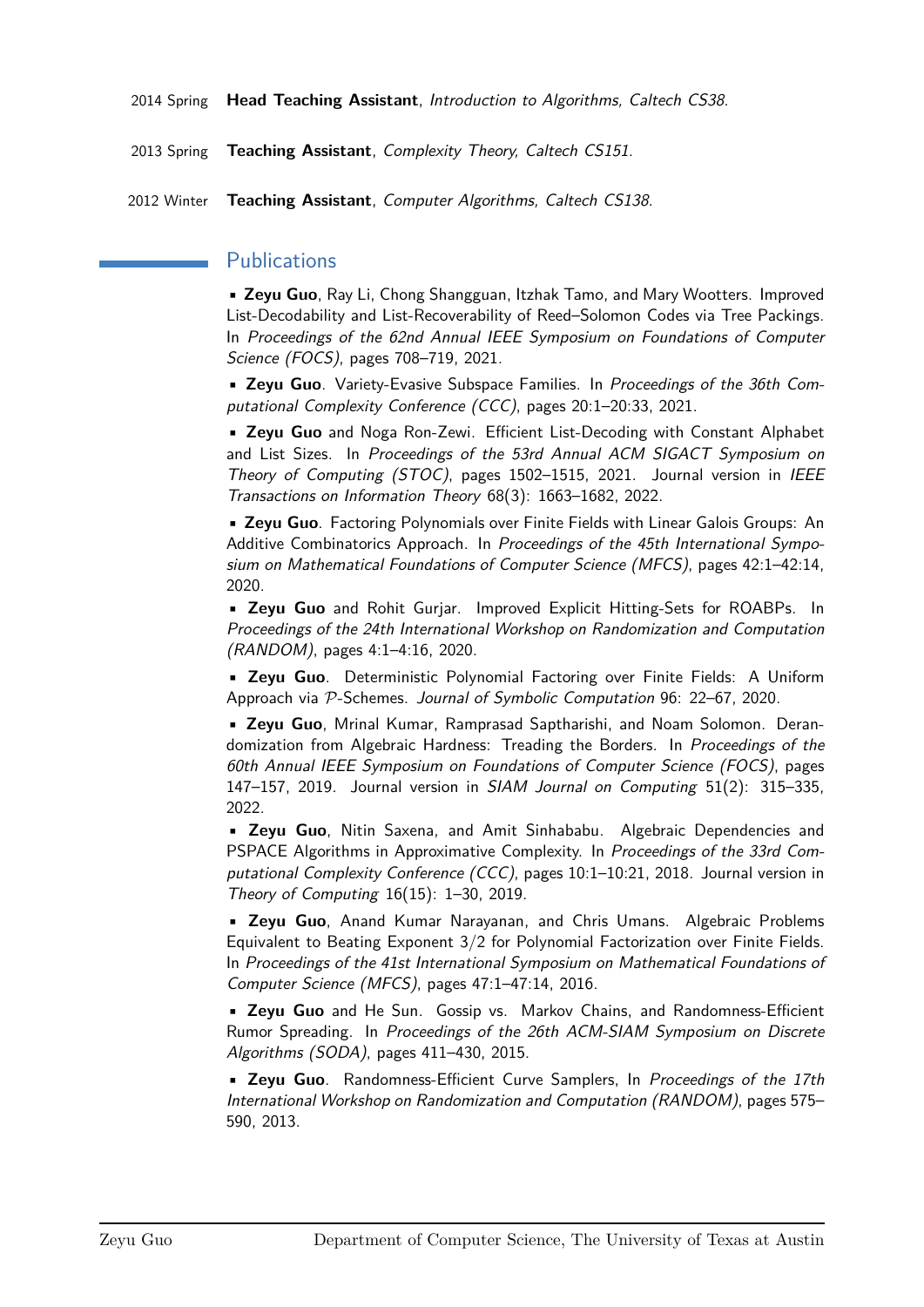2014 Spring **Head Teaching Assistant**, *Introduction to Algorithms, Caltech CS38*.

2013 Spring **Teaching Assistant**, *Complexity Theory, Caltech CS151*.

2012 Winter **Teaching Assistant**, *Computer Algorithms, Caltech CS138*.

## Publications

- **Zeyu Guo**, Ray Li, Chong Shangguan, Itzhak Tamo, and Mary Wootters. Improved List-Decodability and List-Recoverability of Reed–Solomon Codes via Tree Packings. In *Proceedings of the 62nd Annual IEEE Symposium on Foundations of Computer Science (FOCS)*, pages 708–719, 2021.
- **Zeyu Guo**. Variety-Evasive Subspace Families. In *Proceedings of the 36th Computational Complexity Conference (CCC)*, pages 20:1–20:33, 2021.
- **Zeyu Guo** and Noga Ron-Zewi. Efficient List-Decoding with Constant Alphabet and List Sizes. In *Proceedings of the 53rd Annual ACM SIGACT Symposium on Theory of Computing (STOC)*, pages 1502–1515, 2021. Journal version in *IEEE Transactions on Information Theory* 68(3): 1663–1682, 2022.
- **Zeyu Guo**. Factoring Polynomials over Finite Fields with Linear Galois Groups: An Additive Combinatorics Approach. In *Proceedings of the 45th International Symposium on Mathematical Foundations of Computer Science (MFCS)*, pages 42:1–42:14, 2020.
- **Zeyu Guo** and Rohit Gurjar. Improved Explicit Hitting-Sets for ROABPs. In *Proceedings of the 24th International Workshop on Randomization and Computation (RANDOM)*, pages 4:1–4:16, 2020.
- **Zeyu Guo**. Deterministic Polynomial Factoring over Finite Fields: A Uniform Approach via $\mathcal{P}$-Schemes. *Journal of Symbolic Computation* 96: 22–67, 2020.
- **Zeyu Guo**, Mrinal Kumar, Ramprasad Saptharishi, and Noam Solomon. Derandomization from Algebraic Hardness: Treading the Borders. In *Proceedings of the 60th Annual IEEE Symposium on Foundations of Computer Science (FOCS)*, pages 147–157, 2019. Journal version in *SIAM Journal on Computing* 51(2): 315–335, 2022.
- **Zeyu Guo**, Nitin Saxena, and Amit Sinhababu. Algebraic Dependencies and PSPACE Algorithms in Approximative Complexity. In *Proceedings of the 33rd Computational Complexity Conference (CCC)*, pages 10:1–10:21, 2018. Journal version in *Theory of Computing* 16(15): 1–30, 2019.
- **Zeyu Guo**, Anand Kumar Narayanan, and Chris Umans. Algebraic Problems Equivalent to Beating Exponent 3/2 for Polynomial Factorization over Finite Fields. In *Proceedings of the 41st International Symposium on Mathematical Foundations of Computer Science (MFCS)*, pages 47:1–47:14, 2016.
- **Zeyu Guo** and He Sun. Gossip vs. Markov Chains, and Randomness-Efficient Rumor Spreading. In *Proceedings of the 26th ACM-SIAM Symposium on Discrete Algorithms (SODA)*, pages 411–430, 2015.
- **Zeyu Guo**. Randomness-Efficient Curve Samplers, In *Proceedings of the 17th International Workshop on Randomization and Computation (RANDOM)*, pages 575–590, 2013.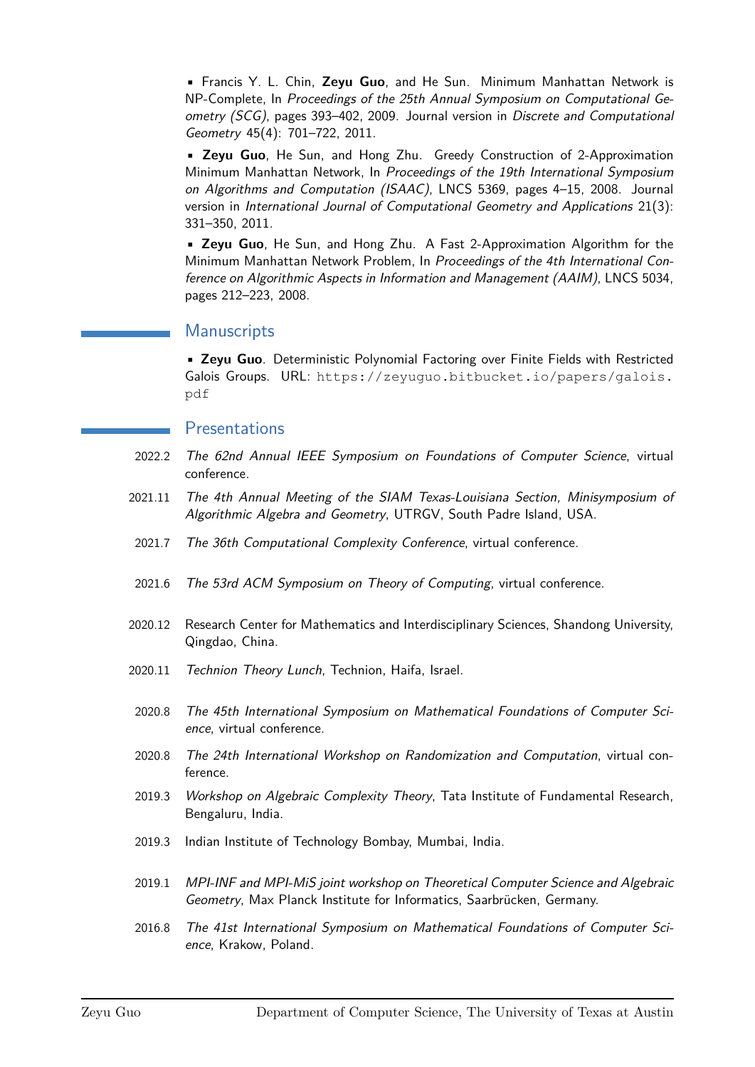- Francis Y. L. Chin, **Zeyu Guo**, and He Sun. Minimum Manhattan Network is NP-Complete, In *Proceedings of the 25th Annual Symposium on Computational Geometry (SCG)*, pages 393–402, 2009. Journal version in *Discrete and Computational Geometry* 45(4): 701–722, 2011.
- **Zeyu Guo**, He Sun, and Hong Zhu. Greedy Construction of 2-Approximation Minimum Manhattan Network, In *Proceedings of the 19th International Symposium on Algorithms and Computation (ISAAC)*, LNCS 5369, pages 4–15, 2008. Journal version in *International Journal of Computational Geometry and Applications* 21(3): 331–350, 2011.
- **Zeyu Guo**, He Sun, and Hong Zhu. A Fast 2-Approximation Algorithm for the Minimum Manhattan Network Problem, In *Proceedings of the 4th International Conference on Algorithmic Aspects in Information and Management (AAIM)*, LNCS 5034, pages 212–223, 2008.

## Manuscripts

- **Zeyu Guo**. Deterministic Polynomial Factoring over Finite Fields with Restricted Galois Groups. URL: `https://zeyuguo.bitbucket.io/papers/galois.pdf`

## Presentations

- 2022.2 *The 62nd Annual IEEE Symposium on Foundations of Computer Science*, virtual conference.
- 2021.11 *The 4th Annual Meeting of the SIAM Texas-Louisiana Section, Minisymposium of Algorithmic Algebra and Geometry*, UTRGV, South Padre Island, USA.
- 2021.7 *The 36th Computational Complexity Conference*, virtual conference.
- 2021.6 *The 53rd ACM Symposium on Theory of Computing*, virtual conference.
- 2020.12 Research Center for Mathematics and Interdisciplinary Sciences, Shandong University, Qingdao, China.
- 2020.11 *Technion Theory Lunch*, Technion, Haifa, Israel.
- 2020.8 *The 45th International Symposium on Mathematical Foundations of Computer Science*, virtual conference.
- 2020.8 *The 24th International Workshop on Randomization and Computation*, virtual conference.
- 2019.3 *Workshop on Algebraic Complexity Theory*, Tata Institute of Fundamental Research, Bengaluru, India.
- 2019.3 Indian Institute of Technology Bombay, Mumbai, India.
- 2019.1 *MPI-INF and MPI-MiS joint workshop on Theoretical Computer Science and Algebraic Geometry*, Max Planck Institute for Informatics, Saarbrücken, Germany.
- 2016.8 *The 41st International Symposium on Mathematical Foundations of Computer Science*, Krakow, Poland.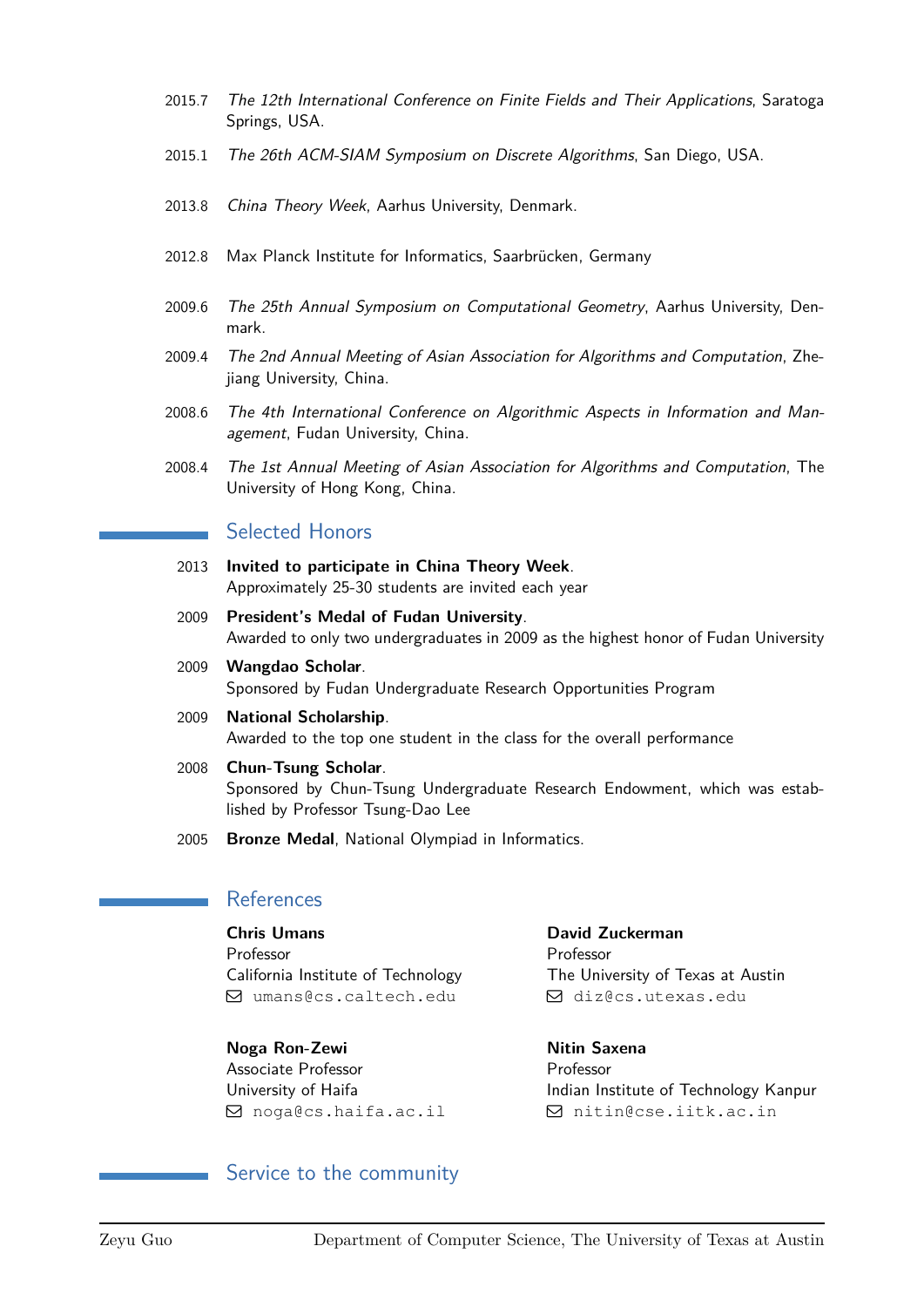- 2015.7 *The 12th International Conference on Finite Fields and Their Applications*, Saratoga Springs, USA.
- 2015.1 *The 26th ACM-SIAM Symposium on Discrete Algorithms*, San Diego, USA.
- 2013.8 *China Theory Week*, Aarhus University, Denmark.
- 2012.8 Max Planck Institute for Informatics, Saarbrücken, Germany
- 2009.6 *The 25th Annual Symposium on Computational Geometry*, Aarhus University, Denmark.
- 2009.4 *The 2nd Annual Meeting of Asian Association for Algorithms and Computation*, Zhejiang University, China.
- 2008.6 *The 4th International Conference on Algorithmic Aspects in Information and Management*, Fudan University, China.
- 2008.4 *The 1st Annual Meeting of Asian Association for Algorithms and Computation*, The University of Hong Kong, China.

## Selected Honors

- 2013 **Invited to participate in China Theory Week**.
  Approximately 25-30 students are invited each year
- 2009 **President's Medal of Fudan University**.
  Awarded to only two undergraduates in 2009 as the highest honor of Fudan University
- 2009 **Wangdao Scholar**.
  Sponsored by Fudan Undergraduate Research Opportunities Program
- 2009 **National Scholarship**.
  Awarded to the top one student in the class for the overall performance
- 2008 **Chun-Tsung Scholar**.
  Sponsored by Chun-Tsung Undergraduate Research Endowment, which was established by Professor Tsung-Dao Lee
- 2005 **Bronze Medal**, National Olympiad in Informatics.

## References

**Chris Umans**
Professor
California Institute of Technology
✉ umans@cs.caltech.edu

**David Zuckerman**
Professor
The University of Texas at Austin
✉ diz@cs.utexas.edu

**Noga Ron-Zewi**
Associate Professor
University of Haifa
✉ noga@cs.haifa.ac.il

**Nitin Saxena**
Professor
Indian Institute of Technology Kanpur
✉ nitin@cse.iitk.ac.in

## Service to the community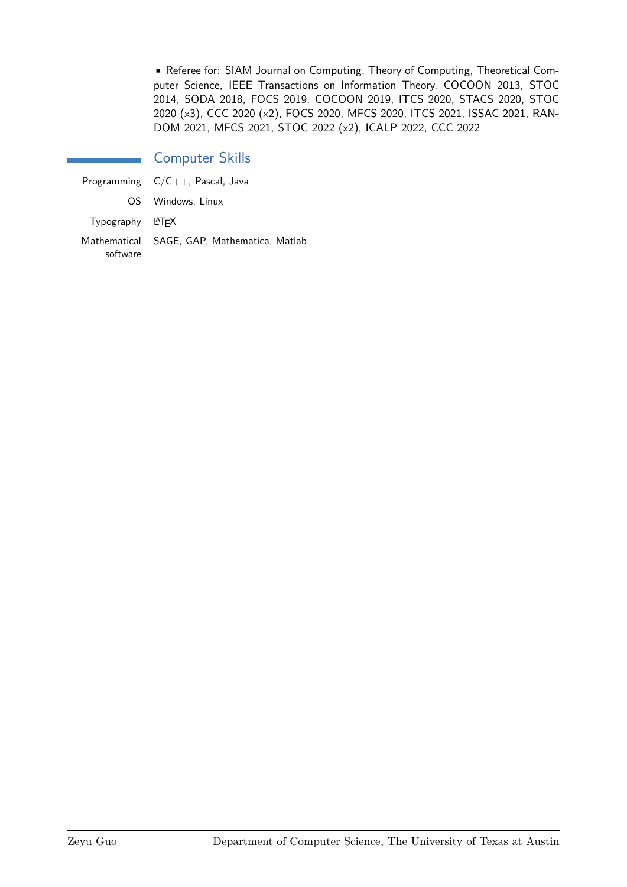- Referee for: SIAM Journal on Computing, Theory of Computing, Theoretical Computer Science, IEEE Transactions on Information Theory, COCOON 2013, STOC 2014, SODA 2018, FOCS 2019, COCOON 2019, ITCS 2020, STACS 2020, STOC 2020 (x3), CCC 2020 (x2), FOCS 2020, MFCS 2020, ITCS 2021, ISSAC 2021, RANDOM 2021, MFCS 2021, STOC 2022 (x2), ICALP 2022, CCC 2022

## Computer Skills

| | |
|---|---|
| Programming | C/C++, Pascal, Java |
| OS | Windows, Linux |
| Typography | LaTeX |
| Mathematical software | SAGE, GAP, Mathematica, Matlab |